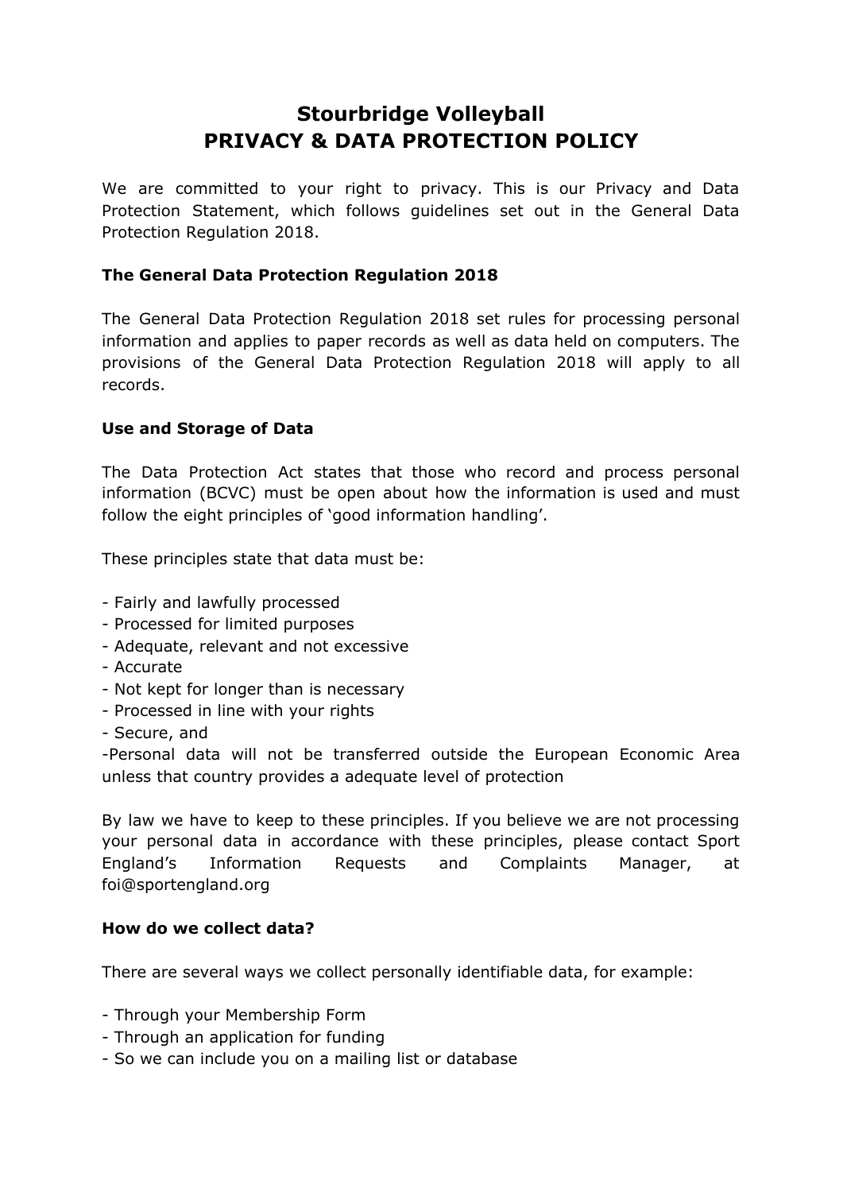# Stourbridge Volleyball
# PRIVACY & DATA PROTECTION POLICY

We are committed to your right to privacy. This is our Privacy and Data Protection Statement, which follows guidelines set out in the General Data Protection Regulation 2018.

### The General Data Protection Regulation 2018

The General Data Protection Regulation 2018 set rules for processing personal information and applies to paper records as well as data held on computers. The provisions of the General Data Protection Regulation 2018 will apply to all records.

### Use and Storage of Data

The Data Protection Act states that those who record and process personal information (BCVC) must be open about how the information is used and must follow the eight principles of 'good information handling'.

These principles state that data must be:

- Fairly and lawfully processed
- Processed for limited purposes
- Adequate, relevant and not excessive
- Accurate
- Not kept for longer than is necessary
- Processed in line with your rights
- Secure, and
- Personal data will not be transferred outside the European Economic Area unless that country provides a adequate level of protection

By law we have to keep to these principles. If you believe we are not processing your personal data in accordance with these principles, please contact Sport England's Information Requests and Complaints Manager, at foi@sportengland.org

### How do we collect data?

There are several ways we collect personally identifiable data, for example:

- Through your Membership Form
- Through an application for funding
- So we can include you on a mailing list or database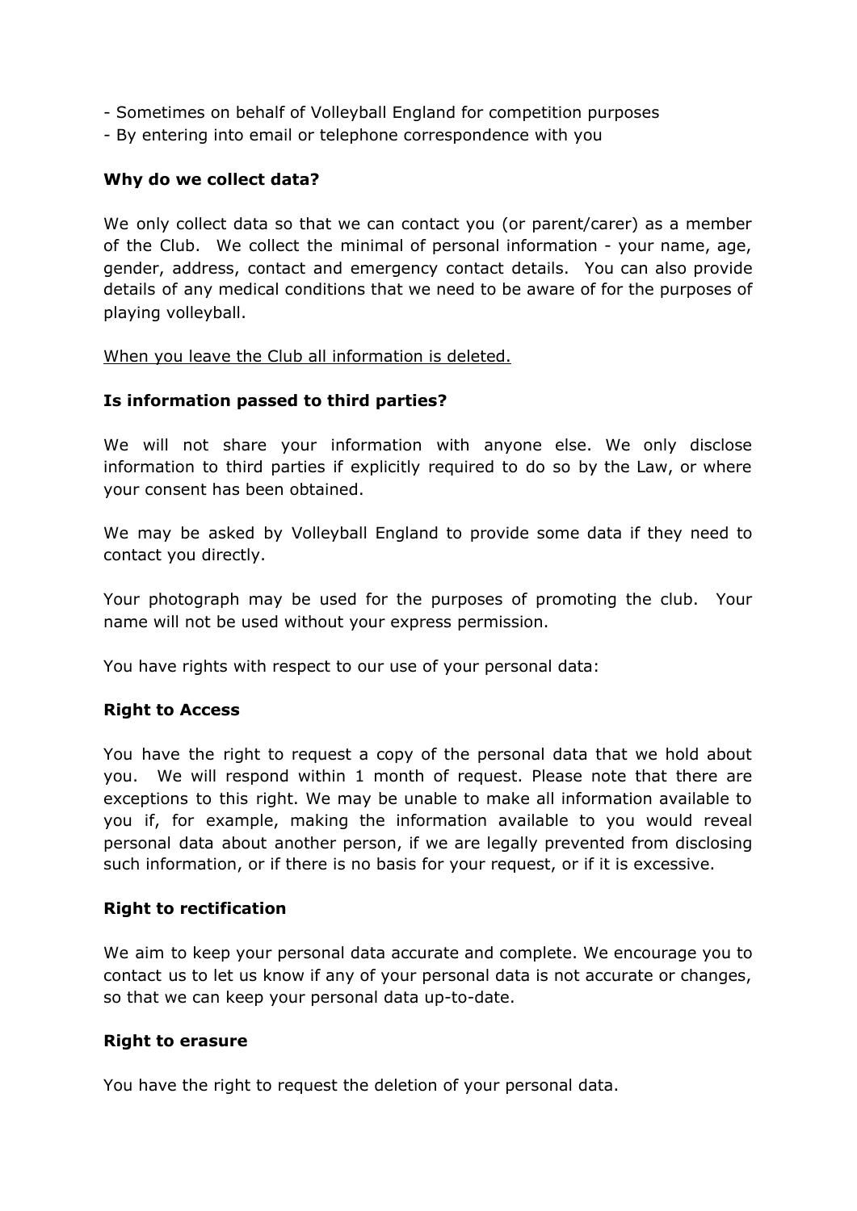- Sometimes on behalf of Volleyball England for competition purposes
- By entering into email or telephone correspondence with you

**Why do we collect data?**

We only collect data so that we can contact you (or parent/carer) as a member of the Club. We collect the minimal of personal information - your name, age, gender, address, contact and emergency contact details. You can also provide details of any medical conditions that we need to be aware of for the purposes of playing volleyball.

<u>When you leave the Club all information is deleted.</u>

**Is information passed to third parties?**

We will not share your information with anyone else. We only disclose information to third parties if explicitly required to do so by the Law, or where your consent has been obtained.

We may be asked by Volleyball England to provide some data if they need to contact you directly.

Your photograph may be used for the purposes of promoting the club. Your name will not be used without your express permission.

You have rights with respect to our use of your personal data:

**Right to Access**

You have the right to request a copy of the personal data that we hold about you. We will respond within 1 month of request. Please note that there are exceptions to this right. We may be unable to make all information available to you if, for example, making the information available to you would reveal personal data about another person, if we are legally prevented from disclosing such information, or if there is no basis for your request, or if it is excessive.

**Right to rectification**

We aim to keep your personal data accurate and complete. We encourage you to contact us to let us know if any of your personal data is not accurate or changes, so that we can keep your personal data up-to-date.

**Right to erasure**

You have the right to request the deletion of your personal data.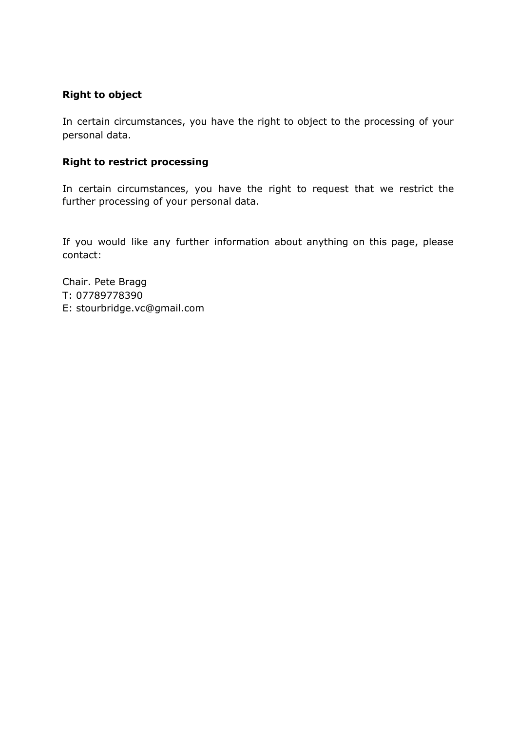**Right to object**

In certain circumstances, you have the right to object to the processing of your personal data.

**Right to restrict processing**

In certain circumstances, you have the right to request that we restrict the further processing of your personal data.

If you would like any further information about anything on this page, please contact:

Chair. Pete Bragg
T: 07789778390
E: stourbridge.vc@gmail.com